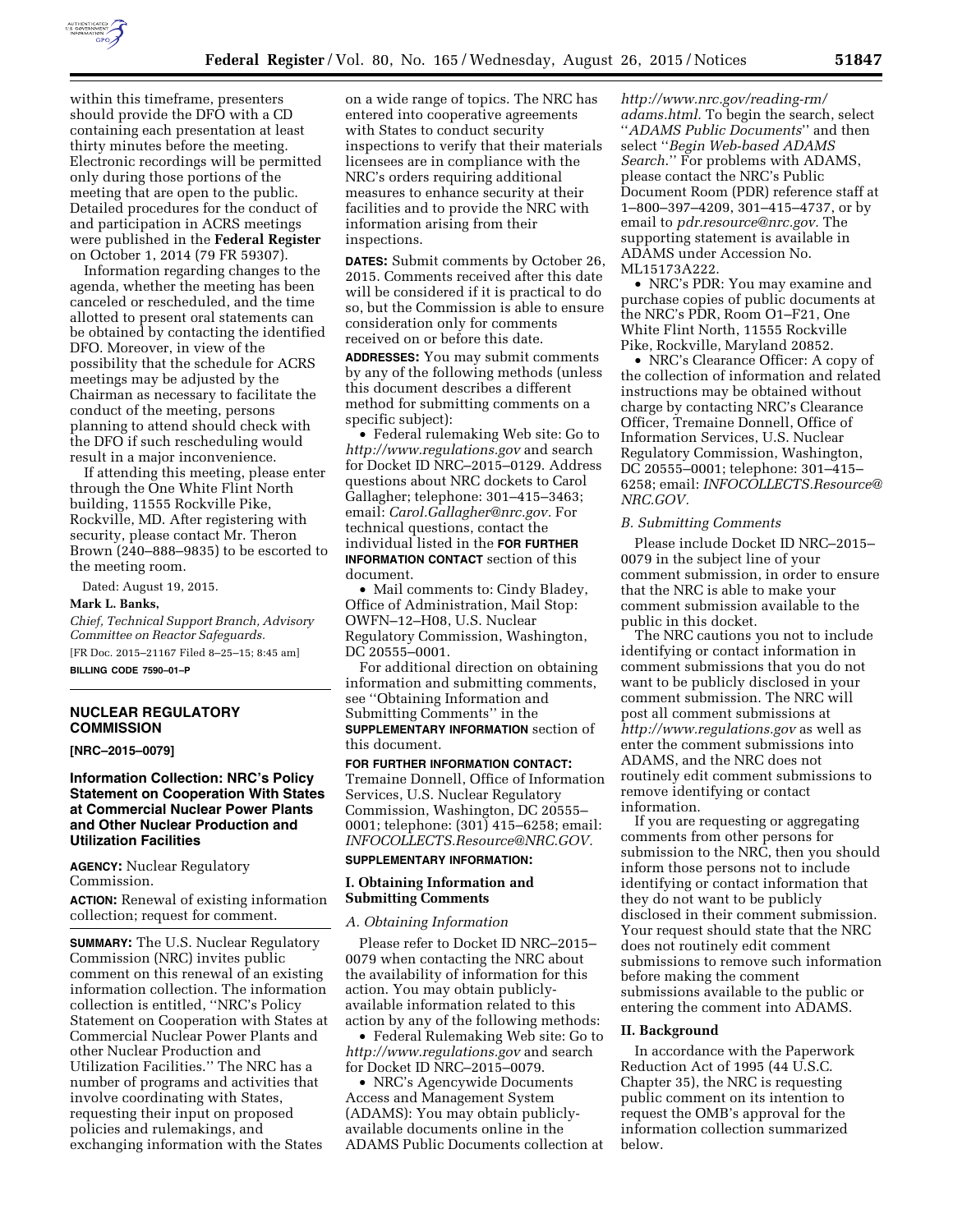within this timeframe, presenters should provide the DFO with a CD containing each presentation at least thirty minutes before the meeting. Electronic recordings will be permitted only during those portions of the meeting that are open to the public. Detailed procedures for the conduct of and participation in ACRS meetings were published in the **Federal Register** on October 1, 2014 (79 FR 59307).

Information regarding changes to the agenda, whether the meeting has been canceled or rescheduled, and the time allotted to present oral statements can be obtained by contacting the identified DFO. Moreover, in view of the possibility that the schedule for ACRS meetings may be adjusted by the Chairman as necessary to facilitate the conduct of the meeting, persons planning to attend should check with the DFO if such rescheduling would result in a major inconvenience.

If attending this meeting, please enter through the One White Flint North building, 11555 Rockville Pike, Rockville, MD. After registering with security, please contact Mr. Theron Brown (240–888–9835) to be escorted to the meeting room.

Dated: August 19, 2015.

**Mark L. Banks,**

*Chief, Technical Support Branch, Advisory Committee on Reactor Safeguards.*

[FR Doc. 2015–21167 Filed 8–25–15; 8:45 am]

**BILLING CODE 7590–01–P**

## NUCLEAR REGULATORY COMMISSION

**[NRC–2015–0079]**

## Information Collection: NRC's Policy Statement on Cooperation With States at Commercial Nuclear Power Plants and Other Nuclear Production and Utilization Facilities

**AGENCY:** Nuclear Regulatory Commission.

**ACTION:** Renewal of existing information collection; request for comment.

**SUMMARY:** The U.S. Nuclear Regulatory Commission (NRC) invites public comment on this renewal of an existing information collection. The information collection is entitled, ''NRC's Policy Statement on Cooperation with States at Commercial Nuclear Power Plants and other Nuclear Production and Utilization Facilities.'' The NRC has a number of programs and activities that involve coordinating with States, requesting their input on proposed policies and rulemakings, and exchanging information with the States on a wide range of topics. The NRC has entered into cooperative agreements with States to conduct security inspections to verify that their materials licensees are in compliance with the NRC's orders requiring additional measures to enhance security at their facilities and to provide the NRC with information arising from their inspections.

**DATES:** Submit comments by October 26, 2015. Comments received after this date will be considered if it is practical to do so, but the Commission is able to ensure consideration only for comments received on or before this date.

**ADDRESSES:** You may submit comments by any of the following methods (unless this document describes a different method for submitting comments on a specific subject):

- Federal rulemaking Web site: Go to *http://www.regulations.gov* and search for Docket ID NRC–2015–0129. Address questions about NRC dockets to Carol Gallagher; telephone: 301–415–3463; email: *Carol.Gallagher@nrc.gov.* For technical questions, contact the individual listed in the **FOR FURTHER INFORMATION CONTACT** section of this document.
- Mail comments to: Cindy Bladey, Office of Administration, Mail Stop: OWFN–12–H08, U.S. Nuclear Regulatory Commission, Washington, DC 20555–0001.

For additional direction on obtaining information and submitting comments, see ''Obtaining Information and Submitting Comments'' in the **SUPPLEMENTARY INFORMATION** section of this document.

**FOR FURTHER INFORMATION CONTACT:** Tremaine Donnell, Office of Information Services, U.S. Nuclear Regulatory Commission, Washington, DC 20555–0001; telephone: (301) 415–6258; email: *INFOCOLLECTS.Resource@NRC.GOV.*

**SUPPLEMENTARY INFORMATION:**

### I. Obtaining Information and Submitting Comments

#### *A. Obtaining Information*

Please refer to Docket ID NRC–2015–0079 when contacting the NRC about the availability of information for this action. You may obtain publicly-available information related to this action by any of the following methods:

- Federal Rulemaking Web site: Go to *http://www.regulations.gov* and search for Docket ID NRC–2015–0079.
- NRC's Agencywide Documents Access and Management System (ADAMS): You may obtain publicly-available documents online in the ADAMS Public Documents collection at *http://www.nrc.gov/reading-rm/adams.html.* To begin the search, select ''*ADAMS Public Documents*'' and then select ''*Begin Web-based ADAMS Search.*'' For problems with ADAMS, please contact the NRC's Public Document Room (PDR) reference staff at 1–800–397–4209, 301–415–4737, or by email to *pdr.resource@nrc.gov.* The supporting statement is available in ADAMS under Accession No. ML15173A222.
- NRC's PDR: You may examine and purchase copies of public documents at the NRC's PDR, Room O1–F21, One White Flint North, 11555 Rockville Pike, Rockville, Maryland 20852.
- NRC's Clearance Officer: A copy of the collection of information and related instructions may be obtained without charge by contacting NRC's Clearance Officer, Tremaine Donnell, Office of Information Services, U.S. Nuclear Regulatory Commission, Washington, DC 20555–0001; telephone: 301–415–6258; email: *INFOCOLLECTS.Resource@NRC.GOV.*

#### *B. Submitting Comments*

Please include Docket ID NRC–2015–0079 in the subject line of your comment submission, in order to ensure that the NRC is able to make your comment submission available to the public in this docket.

The NRC cautions you not to include identifying or contact information in comment submissions that you do not want to be publicly disclosed in your comment submission. The NRC will post all comment submissions at *http://www.regulations.gov* as well as enter the comment submissions into ADAMS, and the NRC does not routinely edit comment submissions to remove identifying or contact information.

If you are requesting or aggregating comments from other persons for submission to the NRC, then you should inform those persons not to include identifying or contact information that they do not want to be publicly disclosed in their comment submission. Your request should state that the NRC does not routinely edit comment submissions to remove such information before making the comment submissions available to the public or entering the comment into ADAMS.

### II. Background

In accordance with the Paperwork Reduction Act of 1995 (44 U.S.C. Chapter 35), the NRC is requesting public comment on its intention to request the OMB's approval for the information collection summarized below.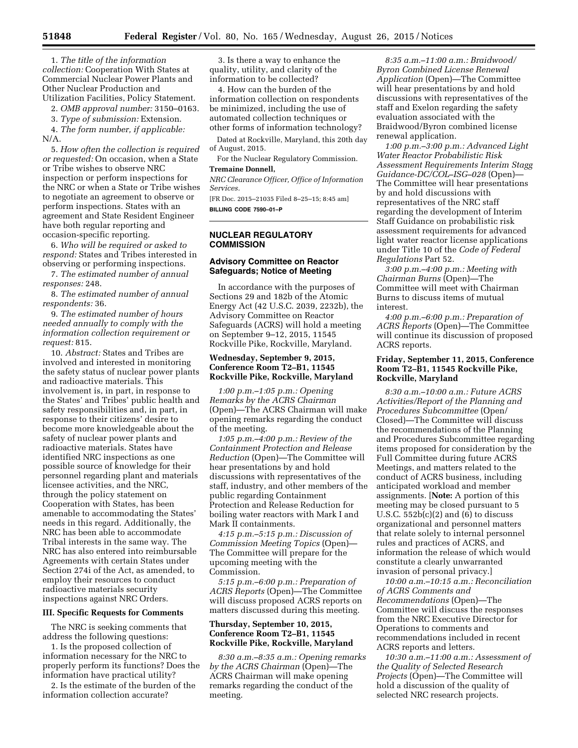1. *The title of the information collection:* Cooperation With States at Commercial Nuclear Power Plants and Other Nuclear Production and Utilization Facilities, Policy Statement.

2. *OMB approval number:* 3150–0163.

3. *Type of submission:* Extension.

4. *The form number, if applicable:* N/A.

5. *How often the collection is required or requested:* On occasion, when a State or Tribe wishes to observe NRC inspection or perform inspections for the NRC or when a State or Tribe wishes to negotiate an agreement to observe or perform inspections. States with an agreement and State Resident Engineer have both regular reporting and occasion-specific reporting.

6. *Who will be required or asked to respond:* States and Tribes interested in observing or performing inspections.

7. *The estimated number of annual responses:* 248.

8. *The estimated number of annual respondents:* 36.

9. *The estimated number of hours needed annually to comply with the information collection requirement or request:* 815.

10. *Abstract:* States and Tribes are involved and interested in monitoring the safety status of nuclear power plants and radioactive materials. This involvement is, in part, in response to the States' and Tribes' public health and safety responsibilities and, in part, in response to their citizens' desire to become more knowledgeable about the safety of nuclear power plants and radioactive materials. States have identified NRC inspections as one possible source of knowledge for their personnel regarding plant and materials licensee activities, and the NRC, through the policy statement on Cooperation with States, has been amenable to accommodating the States' needs in this regard. Additionally, the NRC has been able to accommodate Tribal interests in the same way. The NRC has also entered into reimbursable Agreements with certain States under Section 274i of the Act, as amended, to employ their resources to conduct radioactive materials security inspections against NRC Orders.

## III. Specific Requests for Comments

The NRC is seeking comments that address the following questions:

1. Is the proposed collection of information necessary for the NRC to properly perform its functions? Does the information have practical utility?

2. Is the estimate of the burden of the information collection accurate?

3. Is there a way to enhance the quality, utility, and clarity of the information to be collected?

4. How can the burden of the information collection on respondents be minimized, including the use of automated collection techniques or other forms of information technology?

Dated at Rockville, Maryland, this 20th day of August, 2015.

For the Nuclear Regulatory Commission.

**Tremaine Donnell,**

*NRC Clearance Officer, Office of Information Services.*

[FR Doc. 2015–21035 Filed 8–25–15; 8:45 am]

**BILLING CODE 7590–01–P**

---

# NUCLEAR REGULATORY COMMISSION

## Advisory Committee on Reactor Safeguards; Notice of Meeting

In accordance with the purposes of Sections 29 and 182b of the Atomic Energy Act (42 U.S.C. 2039, 2232b), the Advisory Committee on Reactor Safeguards (ACRS) will hold a meeting on September 9–12, 2015, 11545 Rockville Pike, Rockville, Maryland.

### Wednesday, September 9, 2015, Conference Room T2–B1, 11545 Rockville Pike, Rockville, Maryland

*1:00 p.m.–1:05 p.m.: Opening Remarks by the ACRS Chairman* (Open)—The ACRS Chairman will make opening remarks regarding the conduct of the meeting.

*1:05 p.m.–4:00 p.m.: Review of the Containment Protection and Release Reduction* (Open)—The Committee will hear presentations by and hold discussions with representatives of the staff, industry, and other members of the public regarding Containment Protection and Release Reduction for boiling water reactors with Mark I and Mark II containments.

*4:15 p.m.–5:15 p.m.: Discussion of Commission Meeting Topics* (Open)—The Committee will prepare for the upcoming meeting with the Commission.

*5:15 p.m.–6:00 p.m.: Preparation of ACRS Reports* (Open)—The Committee will discuss proposed ACRS reports on matters discussed during this meeting.

### Thursday, September 10, 2015, Conference Room T2–B1, 11545 Rockville Pike, Rockville, Maryland

*8:30 a.m.–8:35 a.m.: Opening remarks by the ACRS Chairman* (Open)—The ACRS Chairman will make opening remarks regarding the conduct of the meeting.

*8:35 a.m.–11:00 a.m.: Braidwood/Byron Combined License Renewal Application* (Open)—The Committee will hear presentations by and hold discussions with representatives of the staff and Exelon regarding the safety evaluation associated with the Braidwood/Byron combined license renewal application.

*1:00 p.m.–3:00 p.m.: Advanced Light Water Reactor Probabilistic Risk Assessment Requirements Interim Stagg Guidance-DC/COL–ISG–028* (Open)—The Committee will hear presentations by and hold discussions with representatives of the NRC staff regarding the development of Interim Staff Guidance on probabilistic risk assessment requirements for advanced light water reactor license applications under Title 10 of the *Code of Federal Regulations* Part 52.

*3:00 p.m.–4:00 p.m.: Meeting with Chairman Burns* (Open)—The Committee will meet with Chairman Burns to discuss items of mutual interest.

*4:00 p.m.–6:00 p.m.: Preparation of ACRS Reports* (Open)—The Committee will continue its discussion of proposed ACRS reports.

### Friday, September 11, 2015, Conference Room T2–B1, 11545 Rockville Pike, Rockville, Maryland

*8:30 a.m.–10:00 a.m.: Future ACRS Activities/Report of the Planning and Procedures Subcommittee* (Open/Closed)—The Committee will discuss the recommendations of the Planning and Procedures Subcommittee regarding items proposed for consideration by the Full Committee during future ACRS Meetings, and matters related to the conduct of ACRS business, including anticipated workload and member assignments. [**Note:** A portion of this meeting may be closed pursuant to 5 U.S.C. 552b(c)(2) and (6) to discuss organizational and personnel matters that relate solely to internal personnel rules and practices of ACRS, and information the release of which would constitute a clearly unwarranted invasion of personal privacy.]

*10:00 a.m.–10:15 a.m.: Reconciliation of ACRS Comments and Recommendations* (Open)—The Committee will discuss the responses from the NRC Executive Director for Operations to comments and recommendations included in recent ACRS reports and letters.

*10:30 a.m.–11:00 a.m.: Assessment of the Quality of Selected Research Projects* (Open)—The Committee will hold a discussion of the quality of selected NRC research projects.